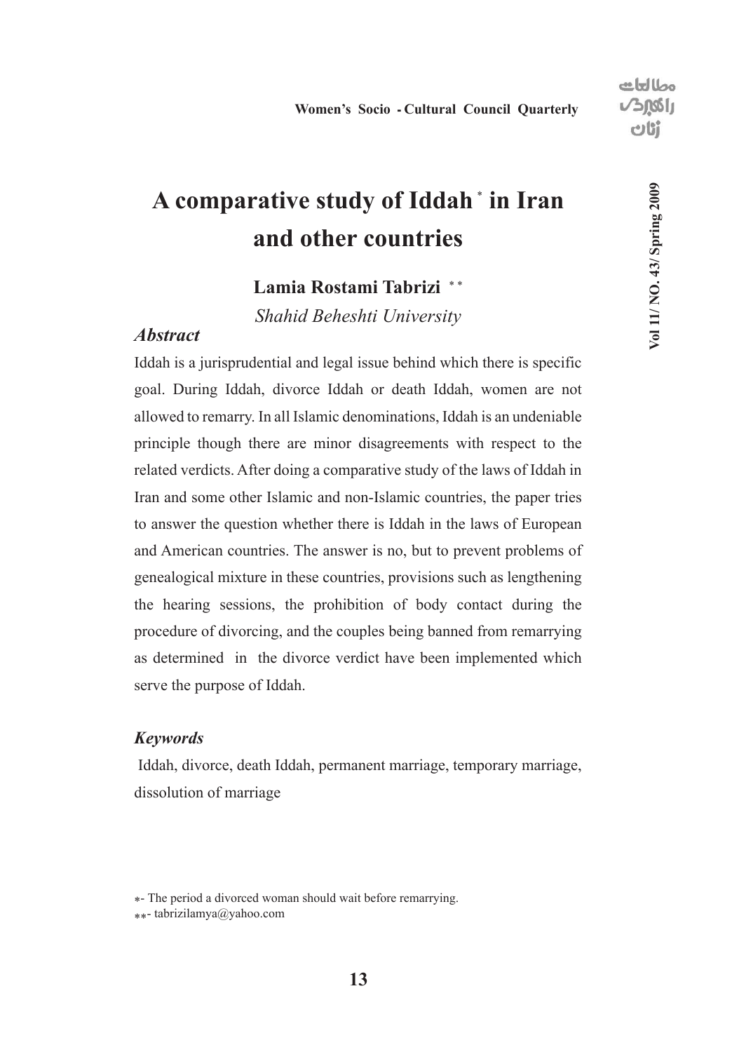# A comparative study of Iddah [*] in Iran and other countries

**Lamia Rostami Tabrizi** [**]

*Shahid Beheshti University*

### *Abstract*

Iddah is a jurisprudential and legal issue behind which there is specific goal. During Iddah, divorce Iddah or death Iddah, women are not allowed to remarry. In all Islamic denominations, Iddah is an undeniable principle though there are minor disagreements with respect to the related verdicts. After doing a comparative study of the laws of Iddah in Iran and some other Islamic and non-Islamic countries, the paper tries to answer the question whether there is Iddah in the laws of European and American countries. The answer is no, but to prevent problems of genealogical mixture in these countries, provisions such as lengthening the hearing sessions, the prohibition of body contact during the procedure of divorcing, and the couples being banned from remarrying as determined in the divorce verdict have been implemented which serve the purpose of Iddah.

### *Keywords*

Iddah, divorce, death Iddah, permanent marriage, temporary marriage, dissolution of marriage

---

*- The period a divorced woman should wait before remarrying.

**- tabrizilamya@yahoo.com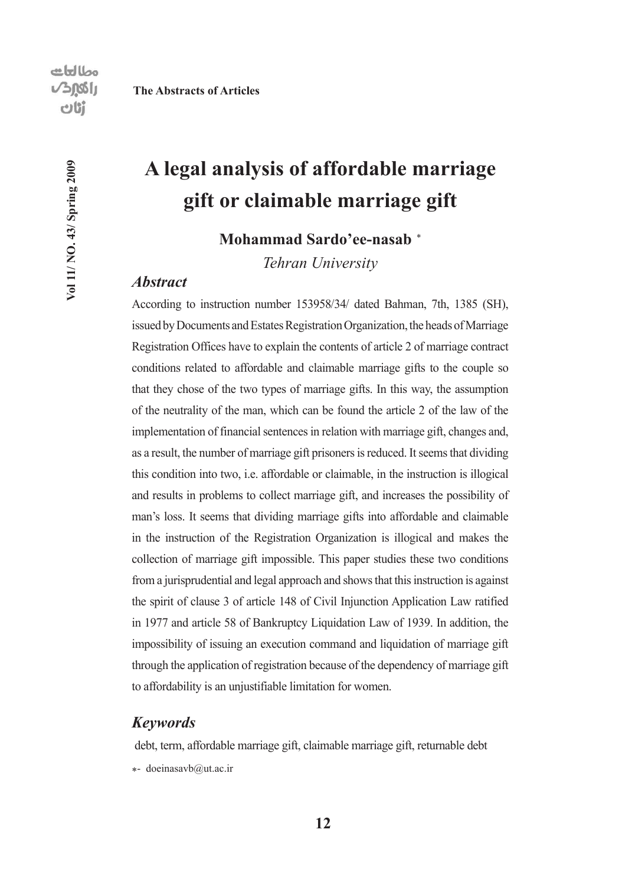# A legal analysis of affordable marriage gift or claimable marriage gift

**Mohammad Sardo'ee-nasab** *

*Tehran University*

### *Abstract*

According to instruction number 153958/34/ dated Bahman, 7th, 1385 (SH), issued by Documents and Estates Registration Organization, the heads of Marriage Registration Offices have to explain the contents of article 2 of marriage contract conditions related to affordable and claimable marriage gifts to the couple so that they chose of the two types of marriage gifts. In this way, the assumption of the neutrality of the man, which can be found the article 2 of the law of the implementation of financial sentences in relation with marriage gift, changes and, as a result, the number of marriage gift prisoners is reduced. It seems that dividing this condition into two, i.e. affordable or claimable, in the instruction is illogical and results in problems to collect marriage gift, and increases the possibility of man's loss. It seems that dividing marriage gifts into affordable and claimable in the instruction of the Registration Organization is illogical and makes the collection of marriage gift impossible. This paper studies these two conditions from a jurisprudential and legal approach and shows that this instruction is against the spirit of clause 3 of article 148 of Civil Injunction Application Law ratified in 1977 and article 58 of Bankruptcy Liquidation Law of 1939. In addition, the impossibility of issuing an execution command and liquidation of marriage gift through the application of registration because of the dependency of marriage gift to affordability is an unjustifiable limitation for women.

### *Keywords*

debt, term, affordable marriage gift, claimable marriage gift, returnable debt

*- doeinasavb@ut.ac.ir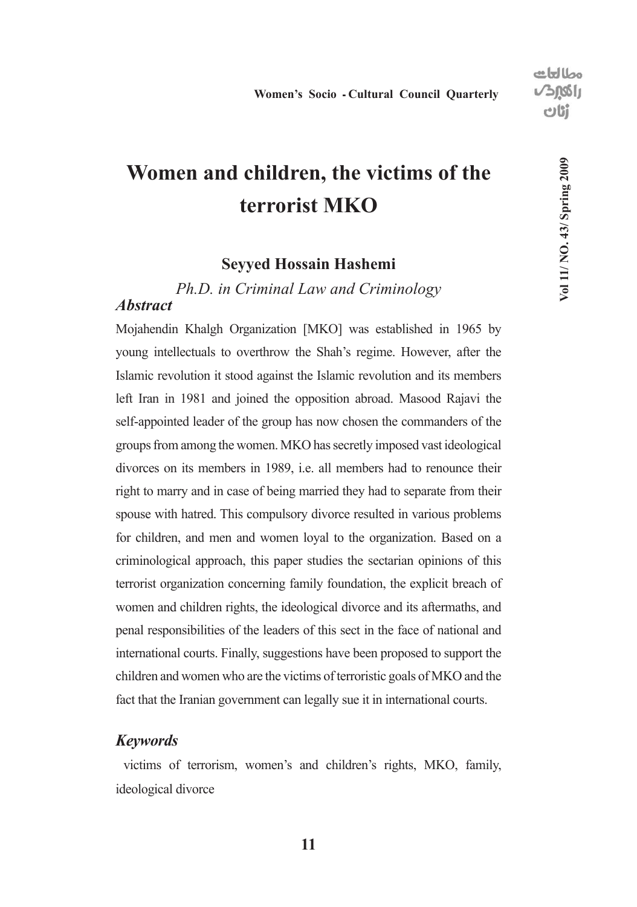# Women and children, the victims of the terrorist MKO

**Seyyed Hossain Hashemi**

*Ph.D. in Criminal Law and Criminology*

### *Abstract*

Mojahendin Khalgh Organization [MKO] was established in 1965 by young intellectuals to overthrow the Shah's regime. However, after the Islamic revolution it stood against the Islamic revolution and its members left Iran in 1981 and joined the opposition abroad. Masood Rajavi the self-appointed leader of the group has now chosen the commanders of the groups from among the women. MKO has secretly imposed vast ideological divorces on its members in 1989, i.e. all members had to renounce their right to marry and in case of being married they had to separate from their spouse with hatred. This compulsory divorce resulted in various problems for children, and men and women loyal to the organization. Based on a criminological approach, this paper studies the sectarian opinions of this terrorist organization concerning family foundation, the explicit breach of women and children rights, the ideological divorce and its aftermaths, and penal responsibilities of the leaders of this sect in the face of national and international courts. Finally, suggestions have been proposed to support the children and women who are the victims of terroristic goals of MKO and the fact that the Iranian government can legally sue it in international courts.

### *Keywords*

victims of terrorism, women's and children's rights, MKO, family, ideological divorce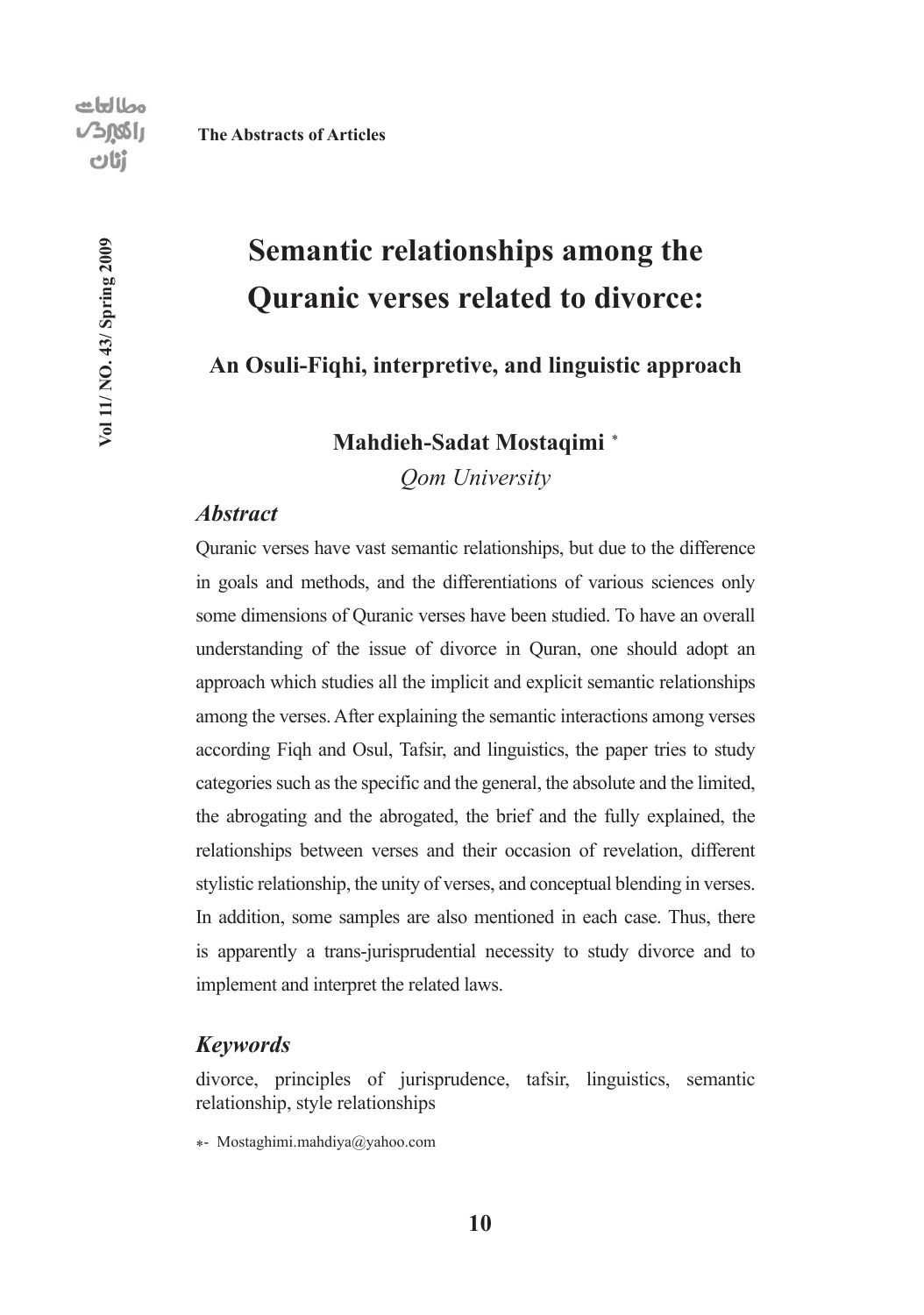# Semantic relationships among the Quranic verses related to divorce:

## An Osuli-Fiqhi, interpretive, and linguistic approach

**Mahdieh-Sadat Mostaqimi** *

*Qom University*

### *Abstract*

Quranic verses have vast semantic relationships, but due to the difference in goals and methods, and the differentiations of various sciences only some dimensions of Quranic verses have been studied. To have an overall understanding of the issue of divorce in Quran, one should adopt an approach which studies all the implicit and explicit semantic relationships among the verses. After explaining the semantic interactions among verses according Fiqh and Osul, Tafsir, and linguistics, the paper tries to study categories such as the specific and the general, the absolute and the limited, the abrogating and the abrogated, the brief and the fully explained, the relationships between verses and their occasion of revelation, different stylistic relationship, the unity of verses, and conceptual blending in verses. In addition, some samples are also mentioned in each case. Thus, there is apparently a trans-jurisprudential necessity to study divorce and to implement and interpret the related laws.

### *Keywords*

divorce, principles of jurisprudence, tafsir, linguistics, semantic relationship, style relationships

*- Mostaghimi.mahdiya@yahoo.com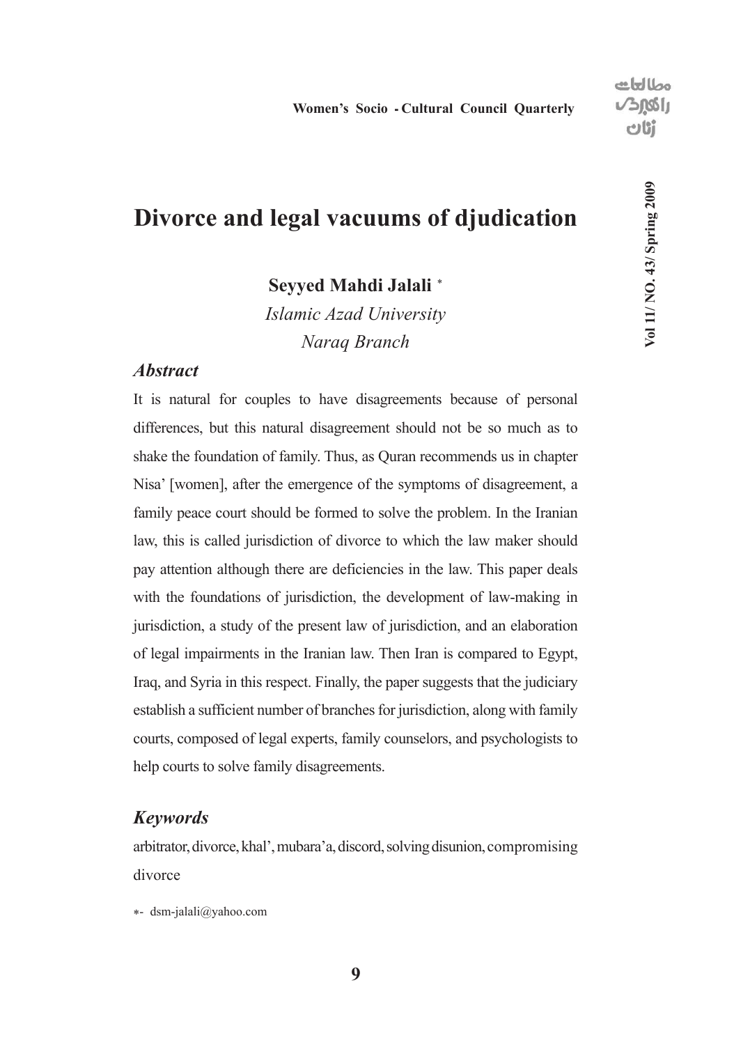# Divorce and legal vacuums of djudication

**Seyyed Mahdi Jalali** *

*Islamic Azad University*

*Naraq Branch*

## *Abstract*

It is natural for couples to have disagreements because of personal differences, but this natural disagreement should not be so much as to shake the foundation of family. Thus, as Quran recommends us in chapter Nisa' [women], after the emergence of the symptoms of disagreement, a family peace court should be formed to solve the problem. In the Iranian law, this is called jurisdiction of divorce to which the law maker should pay attention although there are deficiencies in the law. This paper deals with the foundations of jurisdiction, the development of law-making in jurisdiction, a study of the present law of jurisdiction, and an elaboration of legal impairments in the Iranian law. Then Iran is compared to Egypt, Iraq, and Syria in this respect. Finally, the paper suggests that the judiciary establish a sufficient number of branches for jurisdiction, along with family courts, composed of legal experts, family counselors, and psychologists to help courts to solve family disagreements.

## *Keywords*

arbitrator, divorce, khal', mubara'a, discord, solving disunion, compromising divorce

*- dsm-jalali@yahoo.com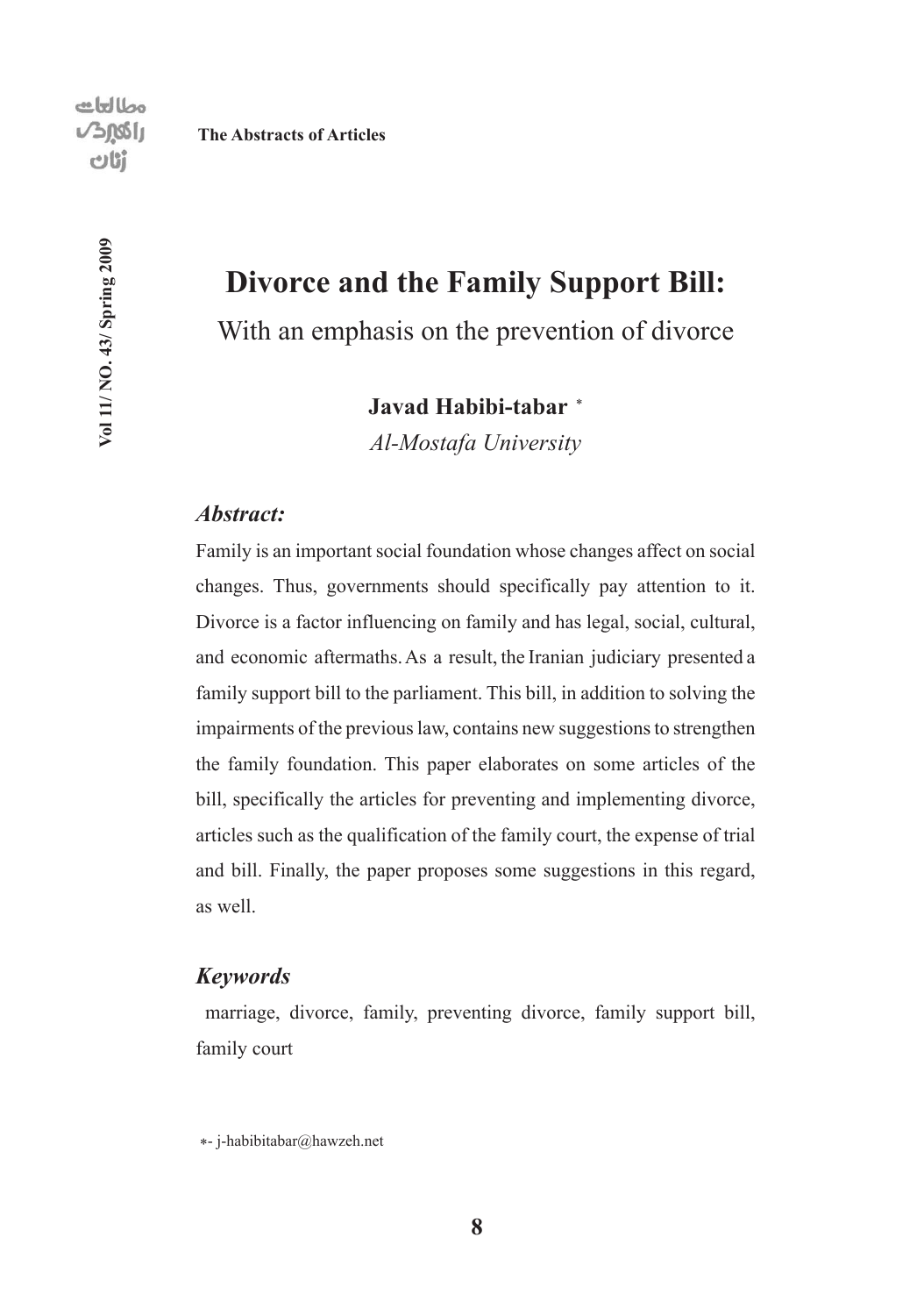# Divorce and the Family Support Bill:

## With an emphasis on the prevention of divorce

**Javad Habibi-tabar** *

*Al-Mostafa University*

### *Abstract:*

Family is an important social foundation whose changes affect on social changes. Thus, governments should specifically pay attention to it. Divorce is a factor influencing on family and has legal, social, cultural, and economic aftermaths. As a result, the Iranian judiciary presented a family support bill to the parliament. This bill, in addition to solving the impairments of the previous law, contains new suggestions to strengthen the family foundation. This paper elaborates on some articles of the bill, specifically the articles for preventing and implementing divorce, articles such as the qualification of the family court, the expense of trial and bill. Finally, the paper proposes some suggestions in this regard, as well.

### *Keywords*

marriage, divorce, family, preventing divorce, family support bill, family court

*- j-habibitabar@hawzeh.net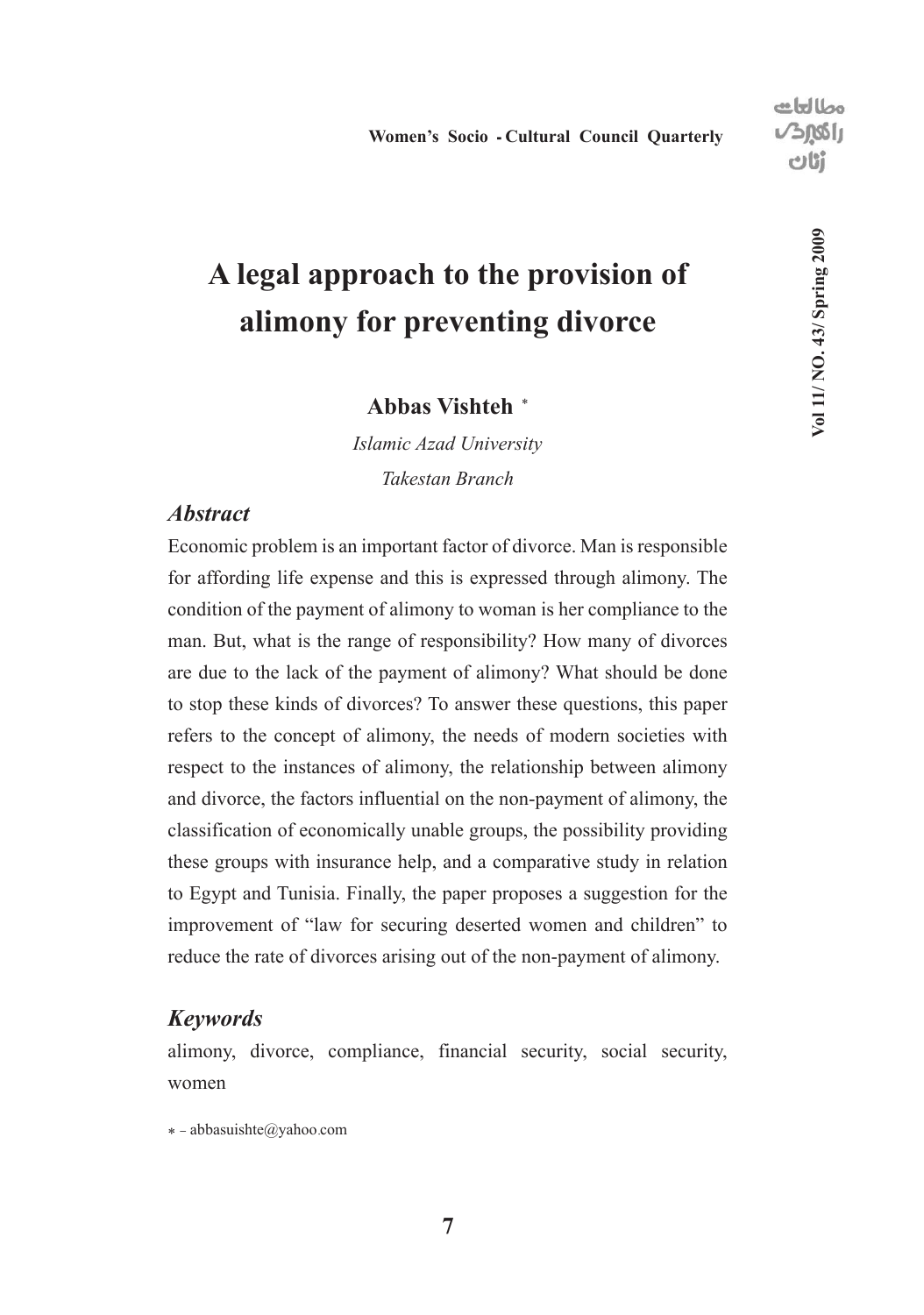# A legal approach to the provision of alimony for preventing divorce

**Abbas Vishteh** *

*Islamic Azad University*

*Takestan Branch*

## *Abstract*

Economic problem is an important factor of divorce. Man is responsible for affording life expense and this is expressed through alimony. The condition of the payment of alimony to woman is her compliance to the man. But, what is the range of responsibility? How many of divorces are due to the lack of the payment of alimony? What should be done to stop these kinds of divorces? To answer these questions, this paper refers to the concept of alimony, the needs of modern societies with respect to the instances of alimony, the relationship between alimony and divorce, the factors influential on the non-payment of alimony, the classification of economically unable groups, the possibility providing these groups with insurance help, and a comparative study in relation to Egypt and Tunisia. Finally, the paper proposes a suggestion for the improvement of "law for securing deserted women and children" to reduce the rate of divorces arising out of the non-payment of alimony.

## *Keywords*

alimony, divorce, compliance, financial security, social security, women

* – abbasuishte@yahoo.com